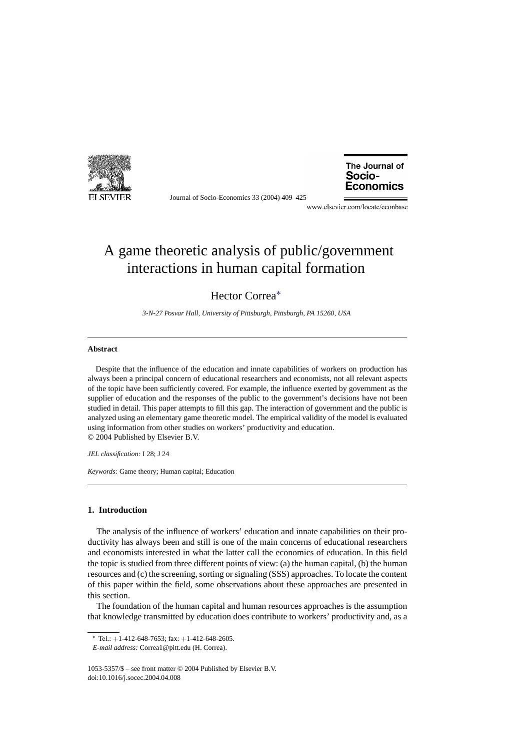# A game theoretic analysis of public/government interactions in human capital formation

Hector Correa*

*3-N-27 Posvar Hall, University of Pittsburgh, Pittsburgh, PA 15260, USA*

---

**Abstract**

Despite that the influence of the education and innate capabilities of workers on production has always been a principal concern of educational researchers and economists, not all relevant aspects of the topic have been sufficiently covered. For example, the influence exerted by government as the supplier of education and the responses of the public to the government's decisions have not been studied in detail. This paper attempts to fill this gap. The interaction of government and the public is analyzed using an elementary game theoretic model. The empirical validity of the model is evaluated using information from other studies on workers' productivity and education.
© 2004 Published by Elsevier B.V.

*JEL classification:* I 28; J 24

*Keywords:* Game theory; Human capital; Education

---

## 1. Introduction

The analysis of the influence of workers' education and innate capabilities on their productivity has always been and still is one of the main concerns of educational researchers and economists interested in what the latter call the economics of education. In this field the topic is studied from three different points of view: (a) the human capital, (b) the human resources and (c) the screening, sorting or signaling (SSS) approaches. To locate the content of this paper within the field, some observations about these approaches are presented in this section.

The foundation of the human capital and human resources approaches is the assumption that knowledge transmitted by education does contribute to workers' productivity and, as a

---

* Tel.: +1-412-648-7653; fax: +1-412-648-2605.
*E-mail address:* Correa1@pitt.edu (H. Correa).

1053-5357/$ – see front matter © 2004 Published by Elsevier B.V.
doi:10.1016/j.socec.2004.04.008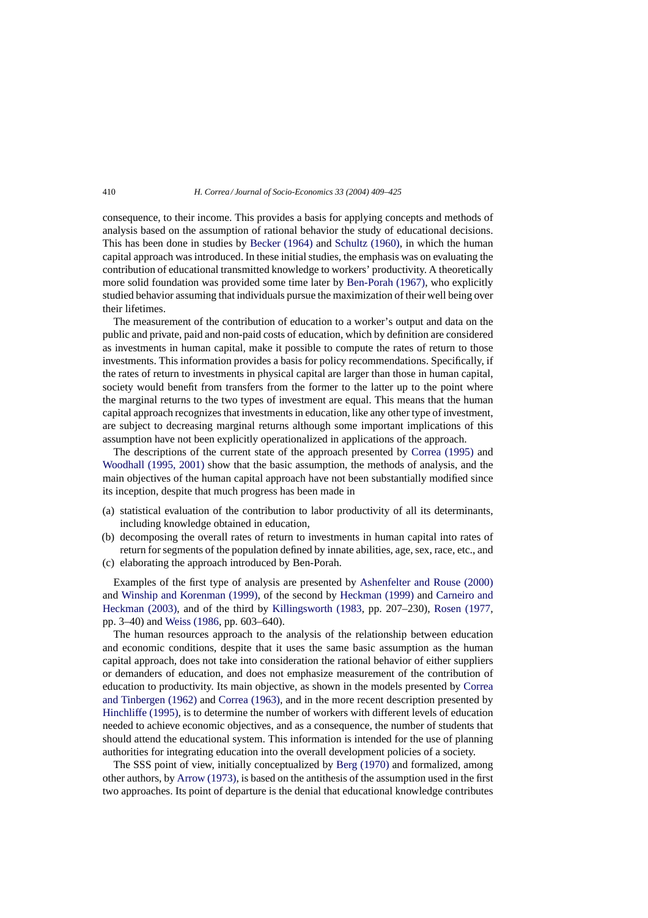consequence, to their income. This provides a basis for applying concepts and methods of analysis based on the assumption of rational behavior the study of educational decisions. This has been done in studies by Becker (1964) and Schultz (1960), in which the human capital approach was introduced. In these initial studies, the emphasis was on evaluating the contribution of educational transmitted knowledge to workers' productivity. A theoretically more solid foundation was provided some time later by Ben-Porah (1967), who explicitly studied behavior assuming that individuals pursue the maximization of their well being over their lifetimes.

The measurement of the contribution of education to a worker's output and data on the public and private, paid and non-paid costs of education, which by definition are considered as investments in human capital, make it possible to compute the rates of return to those investments. This information provides a basis for policy recommendations. Specifically, if the rates of return to investments in physical capital are larger than those in human capital, society would benefit from transfers from the former to the latter up to the point where the marginal returns to the two types of investment are equal. This means that the human capital approach recognizes that investments in education, like any other type of investment, are subject to decreasing marginal returns although some important implications of this assumption have not been explicitly operationalized in applications of the approach.

The descriptions of the current state of the approach presented by Correa (1995) and Woodhall (1995, 2001) show that the basic assumption, the methods of analysis, and the main objectives of the human capital approach have not been substantially modified since its inception, despite that much progress has been made in

(a) statistical evaluation of the contribution to labor productivity of all its determinants, including knowledge obtained in education,
(b) decomposing the overall rates of return to investments in human capital into rates of return for segments of the population defined by innate abilities, age, sex, race, etc., and
(c) elaborating the approach introduced by Ben-Porah.

Examples of the first type of analysis are presented by Ashenfelter and Rouse (2000) and Winship and Korenman (1999), of the second by Heckman (1999) and Carneiro and Heckman (2003), and of the third by Killingsworth (1983, pp. 207–230), Rosen (1977, pp. 3–40) and Weiss (1986, pp. 603–640).

The human resources approach to the analysis of the relationship between education and economic conditions, despite that it uses the same basic assumption as the human capital approach, does not take into consideration the rational behavior of either suppliers or demanders of education, and does not emphasize measurement of the contribution of education to productivity. Its main objective, as shown in the models presented by Correa and Tinbergen (1962) and Correa (1963), and in the more recent description presented by Hinchliffe (1995), is to determine the number of workers with different levels of education needed to achieve economic objectives, and as a consequence, the number of students that should attend the educational system. This information is intended for the use of planning authorities for integrating education into the overall development policies of a society.

The SSS point of view, initially conceptualized by Berg (1970) and formalized, among other authors, by Arrow (1973), is based on the antithesis of the assumption used in the first two approaches. Its point of departure is the denial that educational knowledge contributes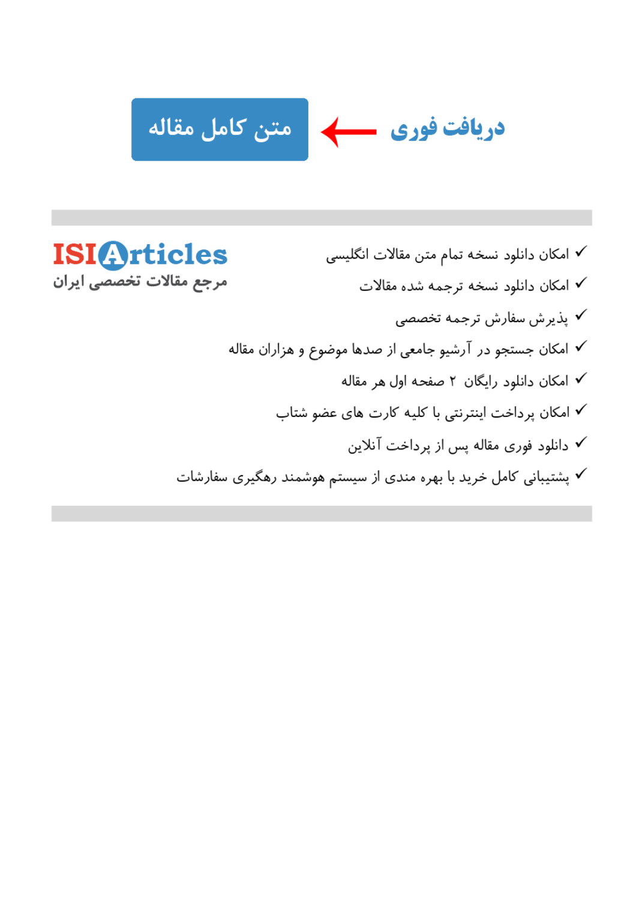دریافت فوری ← **متن کامل مقاله**

**ISIArticles**
مرجع مقالات تخصصی ایران

- ✓ امکان دانلود نسخه تمام متن مقالات انگلیسی
- ✓ امکان دانلود نسخه ترجمه شده مقالات
- ✓ پذیرش سفارش ترجمه تخصصی
- ✓ امکان جستجو در آرشیو جامعی از صدها موضوع و هزاران مقاله
- ✓ امکان دانلود رایگان ۲ صفحه اول هر مقاله
- ✓ امکان پرداخت اینترنتی با کلیه کارت های عضو شتاب
- ✓ دانلود فوری مقاله پس از پرداخت آنلاین
- ✓ پشتیبانی کامل خرید با بهره مندی از سیستم هوشمند رهگیری سفارشات